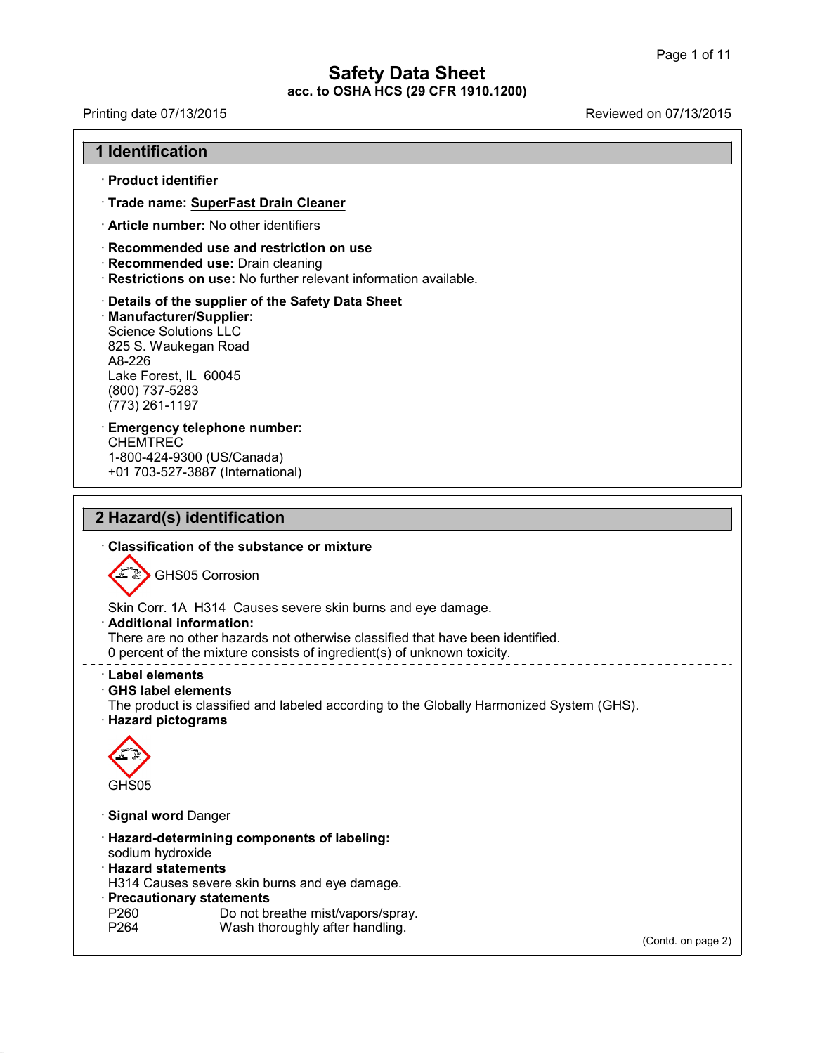# Safety Data Sheet

**acc. to OSHA HCS (29 CFR 1910.1200)**

Printing date 07/13/2015 Reviewed on 07/13/2015

## 1 Identification

· **Product identifier**

· **Trade name: SuperFast Drain Cleaner**

· **Article number:** No other identifiers

· **Recommended use and restriction on use**
· **Recommended use:** Drain cleaning
· **Restrictions on use:** No further relevant information available.

· **Details of the supplier of the Safety Data Sheet**
· **Manufacturer/Supplier:**
Science Solutions LLC
825 S. Waukegan Road
A8-226
Lake Forest, IL 60045
(800) 737-5283
(773) 261-1197

· **Emergency telephone number:**
CHEMTREC
1-800-424-9300 (US/Canada)
+01 703-527-3887 (International)

## 2 Hazard(s) identification

· **Classification of the substance or mixture**

GHS05 Corrosion

Skin Corr. 1A H314 Causes severe skin burns and eye damage.
· **Additional information:**
There are no other hazards not otherwise classified that have been identified.
0 percent of the mixture consists of ingredient(s) of unknown toxicity.

· **Label elements**
· **GHS label elements**
The product is classified and labeled according to the Globally Harmonized System (GHS).
· **Hazard pictograms**

GHS05

· **Signal word** Danger

· **Hazard-determining components of labeling:**
sodium hydroxide
· **Hazard statements**
H314 Causes severe skin burns and eye damage.
· **Precautionary statements**
P260 Do not breathe mist/vapors/spray.
P264 Wash thoroughly after handling.

(Contd. on page 2)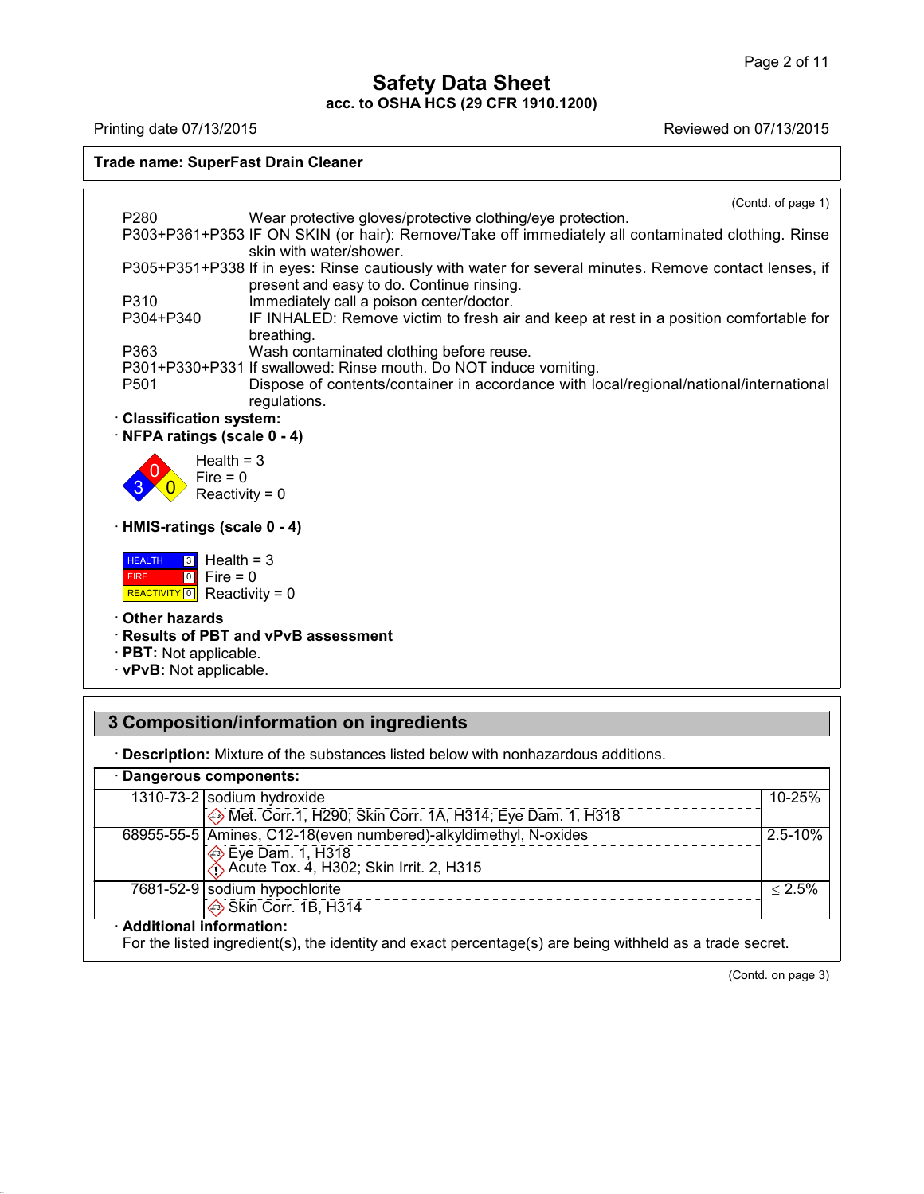**Safety Data Sheet**
**acc. to OSHA HCS (29 CFR 1910.1200)**

Printing date 07/13/2015 Reviewed on 07/13/2015

**Trade name: SuperFast Drain Cleaner**

(Contd. of page 1)

| | |
|---|---|
| P280 | Wear protective gloves/protective clothing/eye protection. |
| P303+P361+P353 | IF ON SKIN (or hair): Remove/Take off immediately all contaminated clothing. Rinse skin with water/shower. |
| P305+P351+P338 | If in eyes: Rinse cautiously with water for several minutes. Remove contact lenses, if present and easy to do. Continue rinsing. |
| P310 | Immediately call a poison center/doctor. |
| P304+P340 | IF INHALED: Remove victim to fresh air and keep at rest in a position comfortable for breathing. |
| P363 | Wash contaminated clothing before reuse. |
| P301+P330+P331 | If swallowed: Rinse mouth. Do NOT induce vomiting. |
| P501 | Dispose of contents/container in accordance with local/regional/national/international regulations. |

· **Classification system:**

· **NFPA ratings (scale 0 - 4)**

Health = 3
Fire = 0
Reactivity = 0

· **HMIS-ratings (scale 0 - 4)**

| | | |
|---|---|---|
| HEALTH | 3 | Health = 3 |
| FIRE | 0 | Fire = 0 |
| REACTIVITY | 0 | Reactivity = 0 |

· **Other hazards**

· **Results of PBT and vPvB assessment**

· **PBT:** Not applicable.

· **vPvB:** Not applicable.

## 3 Composition/information on ingredients

· **Description:** Mixture of the substances listed below with nonhazardous additions.

· **Dangerous components:**

| | | |
|---|---|---|
| 1310-73-2 | sodium hydroxide<br>Met. Corr.1, H290; Skin Corr. 1A, H314; Eye Dam. 1, H318 | 10-25% |
| 68955-55-5 | Amines, C12-18(even numbered)-alkyldimethyl, N-oxides<br>Eye Dam. 1, H318<br>Acute Tox. 4, H302; Skin Irrit. 2, H315 | 2.5-10% |
| 7681-52-9 | sodium hypochlorite<br>Skin Corr. 1B, H314 | ≤ 2.5% |

· **Additional information:**
For the listed ingredient(s), the identity and exact percentage(s) are being withheld as a trade secret.

(Contd. on page 3)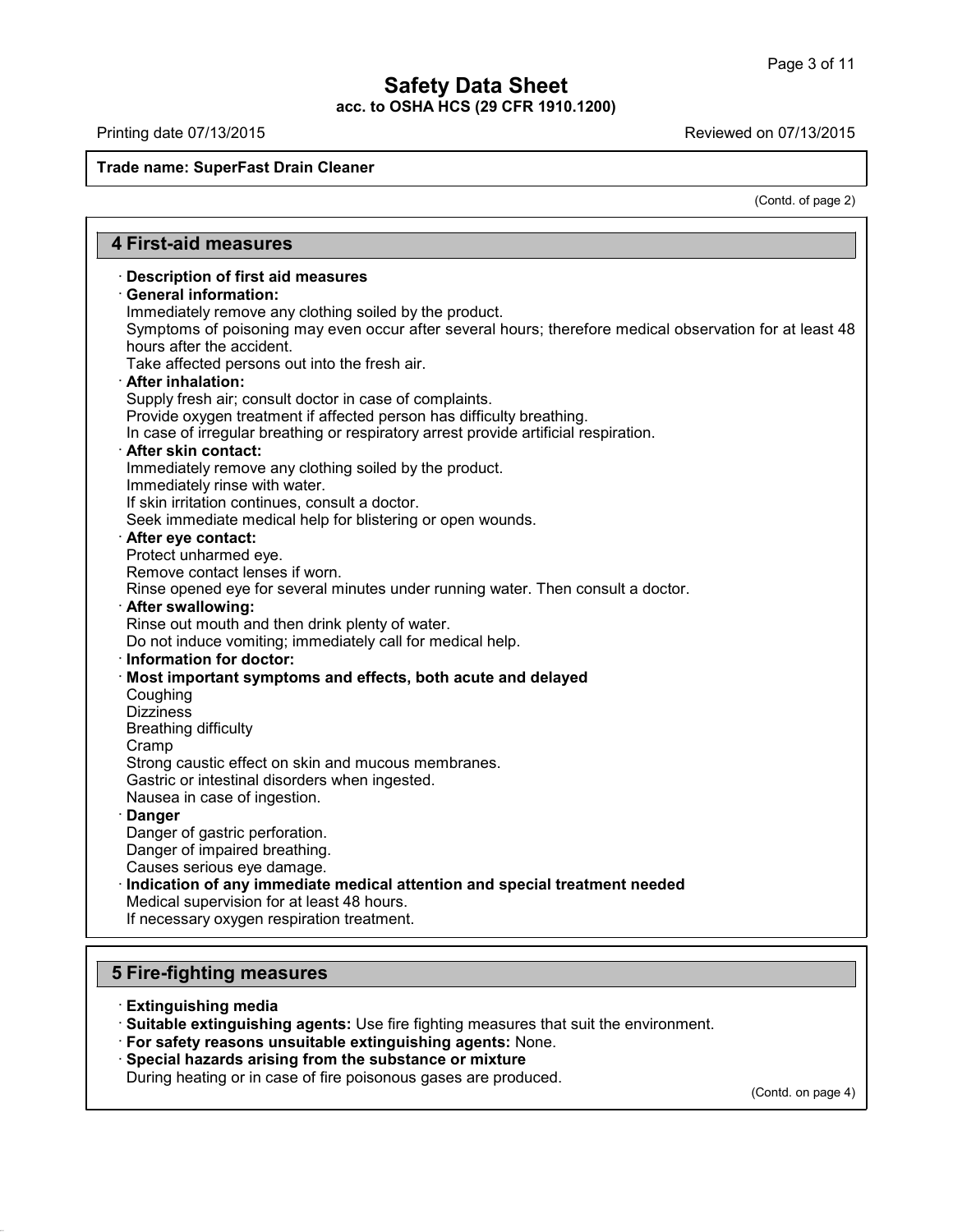**Trade name: SuperFast Drain Cleaner**

(Contd. of page 2)

## 4 First-aid measures

· **Description of first aid measures**

· **General information:**
Immediately remove any clothing soiled by the product.
Symptoms of poisoning may even occur after several hours; therefore medical observation for at least 48 hours after the accident.
Take affected persons out into the fresh air.

· **After inhalation:**
Supply fresh air; consult doctor in case of complaints.
Provide oxygen treatment if affected person has difficulty breathing.
In case of irregular breathing or respiratory arrest provide artificial respiration.

· **After skin contact:**
Immediately remove any clothing soiled by the product.
Immediately rinse with water.
If skin irritation continues, consult a doctor.
Seek immediate medical help for blistering or open wounds.

· **After eye contact:**
Protect unharmed eye.
Remove contact lenses if worn.
Rinse opened eye for several minutes under running water. Then consult a doctor.

· **After swallowing:**
Rinse out mouth and then drink plenty of water.
Do not induce vomiting; immediately call for medical help.

· **Information for doctor:**

· **Most important symptoms and effects, both acute and delayed**
Coughing
Dizziness
Breathing difficulty
Cramp
Strong caustic effect on skin and mucous membranes.
Gastric or intestinal disorders when ingested.
Nausea in case of ingestion.

· **Danger**
Danger of gastric perforation.
Danger of impaired breathing.
Causes serious eye damage.

· **Indication of any immediate medical attention and special treatment needed**
Medical supervision for at least 48 hours.
If necessary oxygen respiration treatment.

## 5 Fire-fighting measures

· **Extinguishing media**

· **Suitable extinguishing agents:** Use fire fighting measures that suit the environment.

· **For safety reasons unsuitable extinguishing agents:** None.

· **Special hazards arising from the substance or mixture**
During heating or in case of fire poisonous gases are produced.

(Contd. on page 4)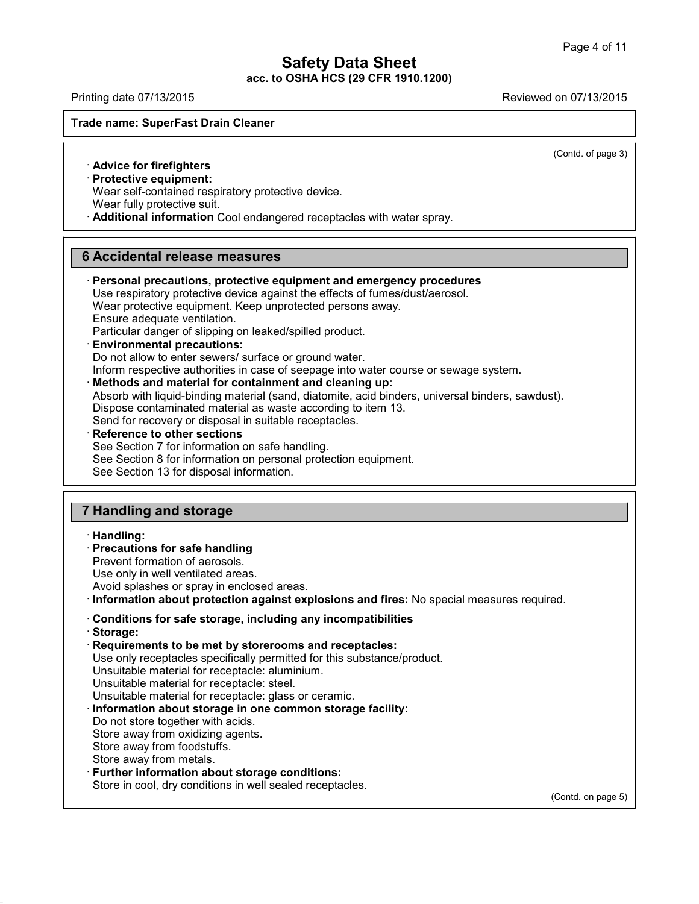(Contd. of page 3)

· **Advice for firefighters**
· **Protective equipment:**
Wear self-contained respiratory protective device.
Wear fully protective suit.
· **Additional information** Cool endangered receptacles with water spray.

## 6 Accidental release measures

· **Personal precautions, protective equipment and emergency procedures**
Use respiratory protective device against the effects of fumes/dust/aerosol.
Wear protective equipment. Keep unprotected persons away.
Ensure adequate ventilation.
Particular danger of slipping on leaked/spilled product.
· **Environmental precautions:**
Do not allow to enter sewers/ surface or ground water.
Inform respective authorities in case of seepage into water course or sewage system.
· **Methods and material for containment and cleaning up:**
Absorb with liquid-binding material (sand, diatomite, acid binders, universal binders, sawdust).
Dispose contaminated material as waste according to item 13.
Send for recovery or disposal in suitable receptacles.
· **Reference to other sections**
See Section 7 for information on safe handling.
See Section 8 for information on personal protection equipment.
See Section 13 for disposal information.

## 7 Handling and storage

· **Handling:**
· **Precautions for safe handling**
Prevent formation of aerosols.
Use only in well ventilated areas.
Avoid splashes or spray in enclosed areas.
· **Information about protection against explosions and fires:** No special measures required.

· **Conditions for safe storage, including any incompatibilities**
· **Storage:**
· **Requirements to be met by storerooms and receptacles:**
Use only receptacles specifically permitted for this substance/product.
Unsuitable material for receptacle: aluminium.
Unsuitable material for receptacle: steel.
Unsuitable material for receptacle: glass or ceramic.
· **Information about storage in one common storage facility:**
Do not store together with acids.
Store away from oxidizing agents.
Store away from foodstuffs.
Store away from metals.
· **Further information about storage conditions:**
Store in cool, dry conditions in well sealed receptacles.

(Contd. on page 5)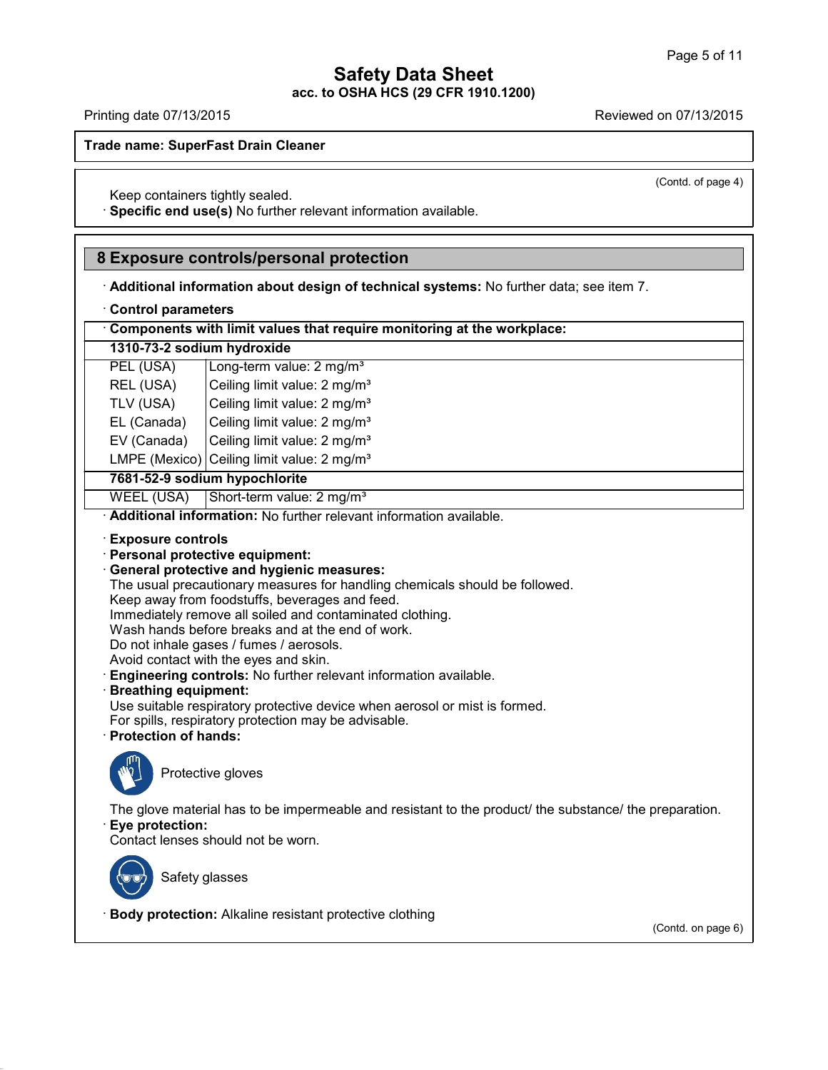Keep containers tightly sealed.

· **Specific end use(s)** No further relevant information available.

## 8 Exposure controls/personal protection

· **Additional information about design of technical systems:** No further data; see item 7.

· **Control parameters**

| · Components with limit values that require monitoring at the workplace: | |
|---|---|
| **1310-73-2 sodium hydroxide** | |
| PEL (USA) | Long-term value: 2 mg/m³ |
| REL (USA) | Ceiling limit value: 2 mg/m³ |
| TLV (USA) | Ceiling limit value: 2 mg/m³ |
| EL (Canada) | Ceiling limit value: 2 mg/m³ |
| EV (Canada) | Ceiling limit value: 2 mg/m³ |
| LMPE (Mexico) | Ceiling limit value: 2 mg/m³ |
| **7681-52-9 sodium hypochlorite** | |
| WEEL (USA) | Short-term value: 2 mg/m³ |

· **Additional information:** No further relevant information available.

· **Exposure controls**
· **Personal protective equipment:**
· **General protective and hygienic measures:**
The usual precautionary measures for handling chemicals should be followed.
Keep away from foodstuffs, beverages and feed.
Immediately remove all soiled and contaminated clothing.
Wash hands before breaks and at the end of work.
Do not inhale gases / fumes / aerosols.
Avoid contact with the eyes and skin.
· **Engineering controls:** No further relevant information available.
· **Breathing equipment:**
Use suitable respiratory protective device when aerosol or mist is formed.
For spills, respiratory protection may be advisable.
· **Protection of hands:**

Protective gloves

The glove material has to be impermeable and resistant to the product/ the substance/ the preparation.
· **Eye protection:**
Contact lenses should not be worn.

Safety glasses

· **Body protection:** Alkaline resistant protective clothing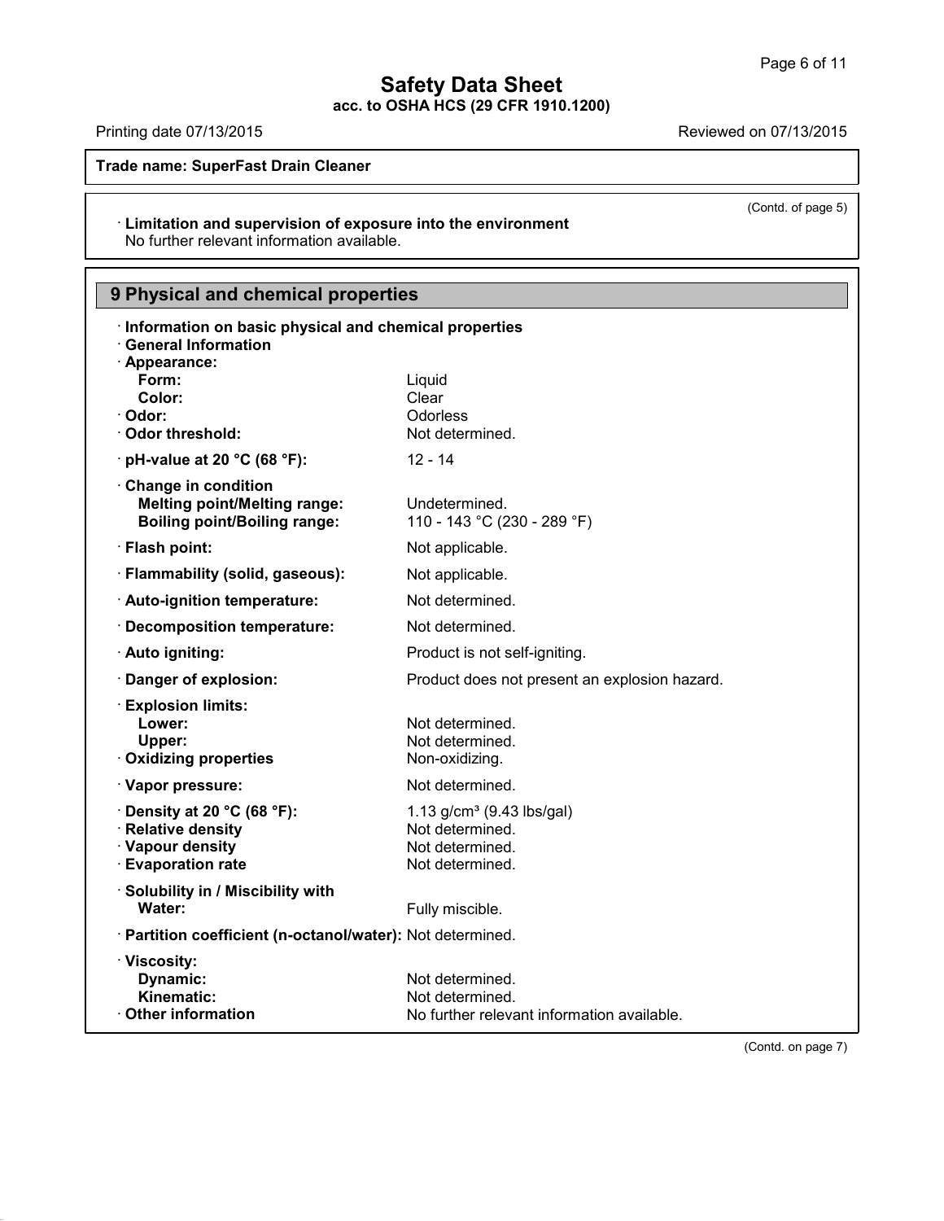(Contd. of page 5)

· **Limitation and supervision of exposure into the environment**
No further relevant information available.

## 9 Physical and chemical properties

· **Information on basic physical and chemical properties**
· **General Information**
· **Appearance:**

| | |
|---|---|
| **Form:** | Liquid |
| **Color:** | Clear |
| · **Odor:** | Odorless |
| · **Odor threshold:** | Not determined. |
| · **pH-value at 20 °C (68 °F):** | 12 - 14 |
| · **Change in condition** | |
| **Melting point/Melting range:** | Undetermined. |
| **Boiling point/Boiling range:** | 110 - 143 °C (230 - 289 °F) |
| · **Flash point:** | Not applicable. |
| · **Flammability (solid, gaseous):** | Not applicable. |
| · **Auto-ignition temperature:** | Not determined. |
| · **Decomposition temperature:** | Not determined. |
| · **Auto igniting:** | Product is not self-igniting. |
| · **Danger of explosion:** | Product does not present an explosion hazard. |
| · **Explosion limits:** | |
| **Lower:** | Not determined. |
| **Upper:** | Not determined. |
| · **Oxidizing properties** | Non-oxidizing. |
| · **Vapor pressure:** | Not determined. |
| · **Density at 20 °C (68 °F):** | 1.13 g/cm³ (9.43 lbs/gal) |
| · **Relative density** | Not determined. |
| · **Vapour density** | Not determined. |
| · **Evaporation rate** | Not determined. |
| · **Solubility in / Miscibility with** | |
| **Water:** | Fully miscible. |
| · **Partition coefficient (n-octanol/water):** | Not determined. |
| · **Viscosity:** | |
| **Dynamic:** | Not determined. |
| **Kinematic:** | Not determined. |
| · **Other information** | No further relevant information available. |

(Contd. on page 7)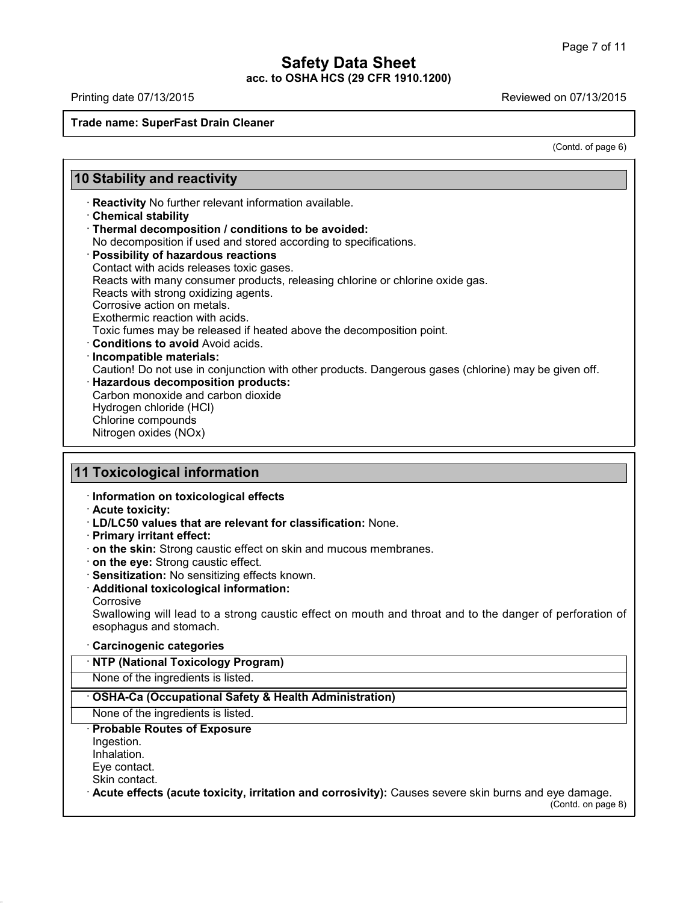**Trade name: SuperFast Drain Cleaner**

(Contd. of page 6)

## 10 Stability and reactivity

- **Reactivity** No further relevant information available.
- **Chemical stability**
- **Thermal decomposition / conditions to be avoided:**
  No decomposition if used and stored according to specifications.
- **Possibility of hazardous reactions**
  Contact with acids releases toxic gases.
  Reacts with many consumer products, releasing chlorine or chlorine oxide gas.
  Reacts with strong oxidizing agents.
  Corrosive action on metals.
  Exothermic reaction with acids.
  Toxic fumes may be released if heated above the decomposition point.
- **Conditions to avoid** Avoid acids.
- **Incompatible materials:**
  Caution! Do not use in conjunction with other products. Dangerous gases (chlorine) may be given off.
- **Hazardous decomposition products:**
  Carbon monoxide and carbon dioxide
  Hydrogen chloride (HCl)
  Chlorine compounds
  Nitrogen oxides (NOx)

## 11 Toxicological information

- **Information on toxicological effects**
- **Acute toxicity:**
- **LD/LC50 values that are relevant for classification:** None.
- **Primary irritant effect:**
- **on the skin:** Strong caustic effect on skin and mucous membranes.
- **on the eye:** Strong caustic effect.
- **Sensitization:** No sensitizing effects known.
- **Additional toxicological information:**
  Corrosive
  Swallowing will lead to a strong caustic effect on mouth and throat and to the danger of perforation of esophagus and stomach.
- **Carcinogenic categories**

| · NTP (National Toxicology Program) |
|---|
| None of the ingredients is listed. |

| · OSHA-Ca (Occupational Safety & Health Administration) |
|---|
| None of the ingredients is listed. |

- **Probable Routes of Exposure**
  Ingestion.
  Inhalation.
  Eye contact.
  Skin contact.
- **Acute effects (acute toxicity, irritation and corrosivity):** Causes severe skin burns and eye damage.

(Contd. on page 8)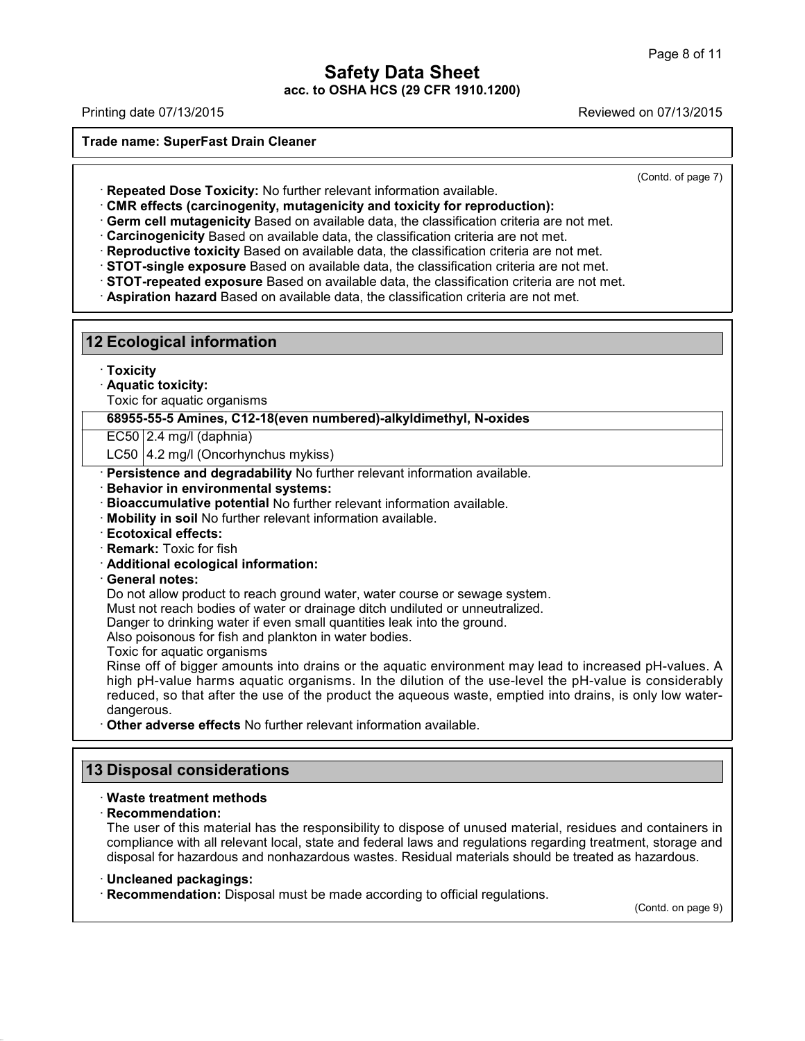(Contd. of page 7)

· **Repeated Dose Toxicity:** No further relevant information available.

· **CMR effects (carcinogenity, mutagenicity and toxicity for reproduction):**

· **Germ cell mutagenicity** Based on available data, the classification criteria are not met.

· **Carcinogenicity** Based on available data, the classification criteria are not met.

· **Reproductive toxicity** Based on available data, the classification criteria are not met.

· **STOT-single exposure** Based on available data, the classification criteria are not met.

· **STOT-repeated exposure** Based on available data, the classification criteria are not met.

· **Aspiration hazard** Based on available data, the classification criteria are not met.

## 12 Ecological information

· **Toxicity**

· **Aquatic toxicity:**

Toxic for aquatic organisms

| 68955-55-5 Amines, C12-18(even numbered)-alkyldimethyl, N-oxides | |
|---|---|
| EC50 | 2.4 mg/l (daphnia) |
| LC50 | 4.2 mg/l (Oncorhynchus mykiss) |

· **Persistence and degradability** No further relevant information available.

· **Behavior in environmental systems:**

· **Bioaccumulative potential** No further relevant information available.

· **Mobility in soil** No further relevant information available.

· **Ecotoxical effects:**

· **Remark:** Toxic for fish

· **Additional ecological information:**

· **General notes:**

Do not allow product to reach ground water, water course or sewage system.
Must not reach bodies of water or drainage ditch undiluted or unneutralized.
Danger to drinking water if even small quantities leak into the ground.
Also poisonous for fish and plankton in water bodies.
Toxic for aquatic organisms
Rinse off of bigger amounts into drains or the aquatic environment may lead to increased pH-values. A high pH-value harms aquatic organisms. In the dilution of the use-level the pH-value is considerably reduced, so that after the use of the product the aqueous waste, emptied into drains, is only low water-dangerous.

· **Other adverse effects** No further relevant information available.

## 13 Disposal considerations

· **Waste treatment methods**

· **Recommendation:**

The user of this material has the responsibility to dispose of unused material, residues and containers in compliance with all relevant local, state and federal laws and regulations regarding treatment, storage and disposal for hazardous and nonhazardous wastes. Residual materials should be treated as hazardous.

· **Uncleaned packagings:**

· **Recommendation:** Disposal must be made according to official regulations.

(Contd. on page 9)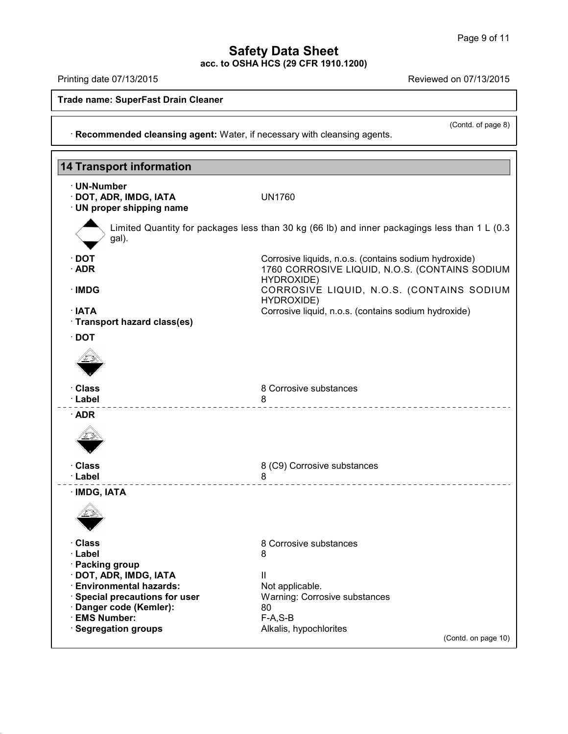Trade name: SuperFast Drain Cleaner

(Contd. of page 8)

· **Recommended cleansing agent:** Water, if necessary with cleansing agents.

## 14 Transport information

· **UN-Number**

| | |
|---|---|
| · **DOT, ADR, IMDG, IATA** | UN1760 |

· **UN proper shipping name**

Limited Quantity for packages less than 30 kg (66 lb) and inner packagings less than 1 L (0.3 gal).

| | |
|---|---|
| · **DOT** | Corrosive liquids, n.o.s. (contains sodium hydroxide) |
| · **ADR** | 1760 CORROSIVE LIQUID, N.O.S. (CONTAINS SODIUM HYDROXIDE) |
| · **IMDG** | CORROSIVE LIQUID, N.O.S. (CONTAINS SODIUM HYDROXIDE) |
| · **IATA** | Corrosive liquid, n.o.s. (contains sodium hydroxide) |

· **Transport hazard class(es)**

· **DOT**

| | |
|---|---|
| · **Class** | 8 Corrosive substances |
| · **Label** | 8 |

· **ADR**

| | |
|---|---|
| · **Class** | 8 (C9) Corrosive substances |
| · **Label** | 8 |

· **IMDG, IATA**

| | |
|---|---|
| · **Class** | 8 Corrosive substances |
| · **Label** | 8 |

· **Packing group**

| | |
|---|---|
| · **DOT, ADR, IMDG, IATA** | II |
| · **Environmental hazards:** | Not applicable. |
| · **Special precautions for user** | Warning: Corrosive substances |
| · **Danger code (Kemler):** | 80 |
| · **EMS Number:** | F-A,S-B |
| · **Segregation groups** | Alkalis, hypochlorites |

(Contd. on page 10)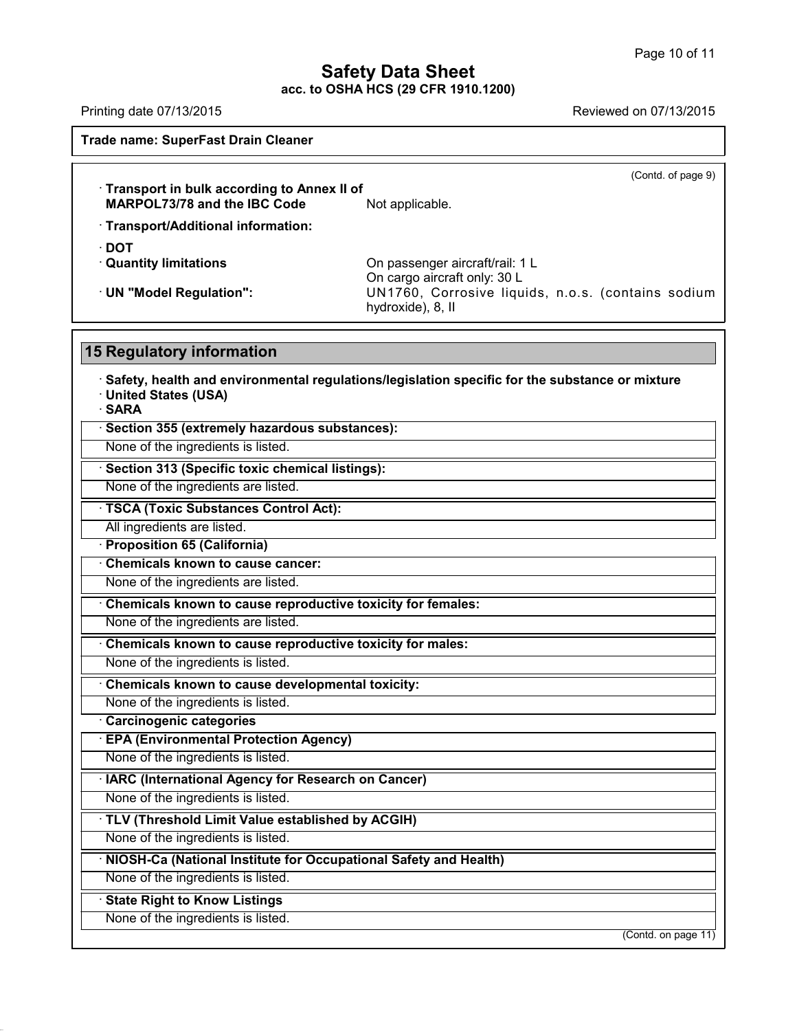Trade name: SuperFast Drain Cleaner

(Contd. of page 9)

· **Transport in bulk according to Annex II of MARPOL73/78 and the IBC Code** Not applicable.

· **Transport/Additional information:**

· **DOT**

· **Quantity limitations** On passenger aircraft/rail: 1 L
On cargo aircraft only: 30 L

· **UN "Model Regulation":** UN1760, Corrosive liquids, n.o.s. (contains sodium hydroxide), 8, II

## 15 Regulatory information

· **Safety, health and environmental regulations/legislation specific for the substance or mixture**

· **United States (USA)**

· **SARA**

· **Section 355 (extremely hazardous substances):**

None of the ingredients is listed.

· **Section 313 (Specific toxic chemical listings):**

None of the ingredients are listed.

· **TSCA (Toxic Substances Control Act):**

All ingredients are listed.

· **Proposition 65 (California)**

· **Chemicals known to cause cancer:**

None of the ingredients are listed.

· **Chemicals known to cause reproductive toxicity for females:**

None of the ingredients are listed.

· **Chemicals known to cause reproductive toxicity for males:**

None of the ingredients is listed.

· **Chemicals known to cause developmental toxicity:**

None of the ingredients is listed.

· **Carcinogenic categories**

· **EPA (Environmental Protection Agency)**

None of the ingredients is listed.

· **IARC (International Agency for Research on Cancer)**

None of the ingredients is listed.

· **TLV (Threshold Limit Value established by ACGIH)**

None of the ingredients is listed.

· **NIOSH-Ca (National Institute for Occupational Safety and Health)**

None of the ingredients is listed.

· **State Right to Know Listings**

None of the ingredients is listed.

(Contd. on page 11)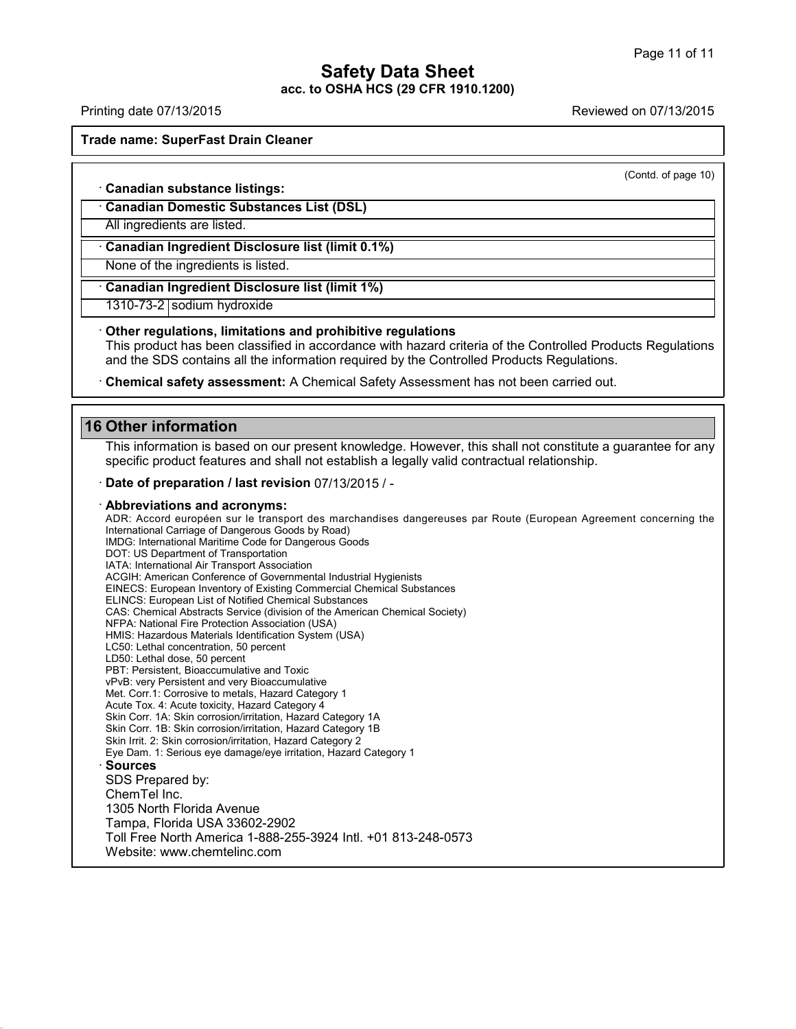**Trade name: SuperFast Drain Cleaner**

(Contd. of page 10)

· **Canadian substance listings:**

· **Canadian Domestic Substances List (DSL)**

All ingredients are listed.

· **Canadian Ingredient Disclosure list (limit 0.1%)**

None of the ingredients is listed.

· **Canadian Ingredient Disclosure list (limit 1%)**

| | |
|---|---|
| 1310-73-2 | sodium hydroxide |

· **Other regulations, limitations and prohibitive regulations**
This product has been classified in accordance with hazard criteria of the Controlled Products Regulations and the SDS contains all the information required by the Controlled Products Regulations.

· **Chemical safety assessment:** A Chemical Safety Assessment has not been carried out.

## 16 Other information

This information is based on our present knowledge. However, this shall not constitute a guarantee for any specific product features and shall not establish a legally valid contractual relationship.

· **Date of preparation / last revision** 07/13/2015 / -

· **Abbreviations and acronyms:**
ADR: Accord européen sur le transport des marchandises dangereuses par Route (European Agreement concerning the International Carriage of Dangerous Goods by Road)
IMDG: International Maritime Code for Dangerous Goods
DOT: US Department of Transportation
IATA: International Air Transport Association
ACGIH: American Conference of Governmental Industrial Hygienists
EINECS: European Inventory of Existing Commercial Chemical Substances
ELINCS: European List of Notified Chemical Substances
CAS: Chemical Abstracts Service (division of the American Chemical Society)
NFPA: National Fire Protection Association (USA)
HMIS: Hazardous Materials Identification System (USA)
LC50: Lethal concentration, 50 percent
LD50: Lethal dose, 50 percent
PBT: Persistent, Bioaccumulative and Toxic
vPvB: very Persistent and very Bioaccumulative
Met. Corr.1: Corrosive to metals, Hazard Category 1
Acute Tox. 4: Acute toxicity, Hazard Category 4
Skin Corr. 1A: Skin corrosion/irritation, Hazard Category 1A
Skin Corr. 1B: Skin corrosion/irritation, Hazard Category 1B
Skin Irrit. 2: Skin corrosion/irritation, Hazard Category 2
Eye Dam. 1: Serious eye damage/eye irritation, Hazard Category 1

· **Sources**
SDS Prepared by:
ChemTel Inc.
1305 North Florida Avenue
Tampa, Florida USA 33602-2902
Toll Free North America 1-888-255-3924 Intl. +01 813-248-0573
Website: www.chemtelinc.com